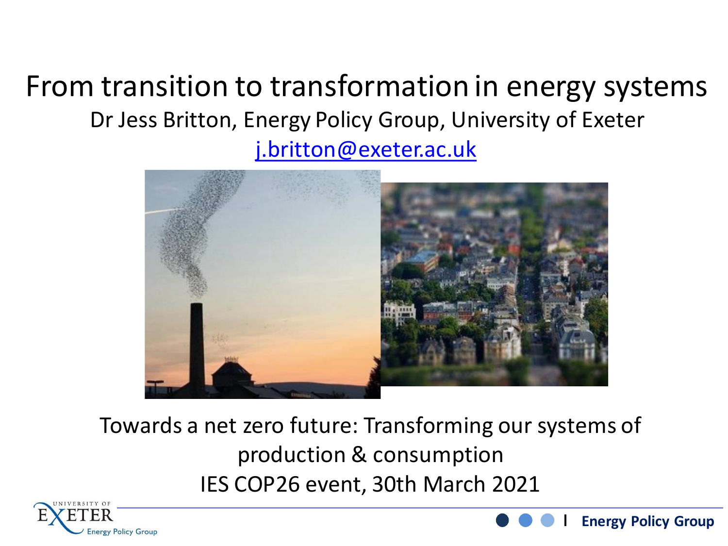# From transition to transformation in energy systems

Dr Jess Britton, Energy Policy Group, University of Exeter

j.britton@exeter.ac.uk

Towards a net zero future: Transforming our systems of production & consumption

IES COP26 event, 30th March 2021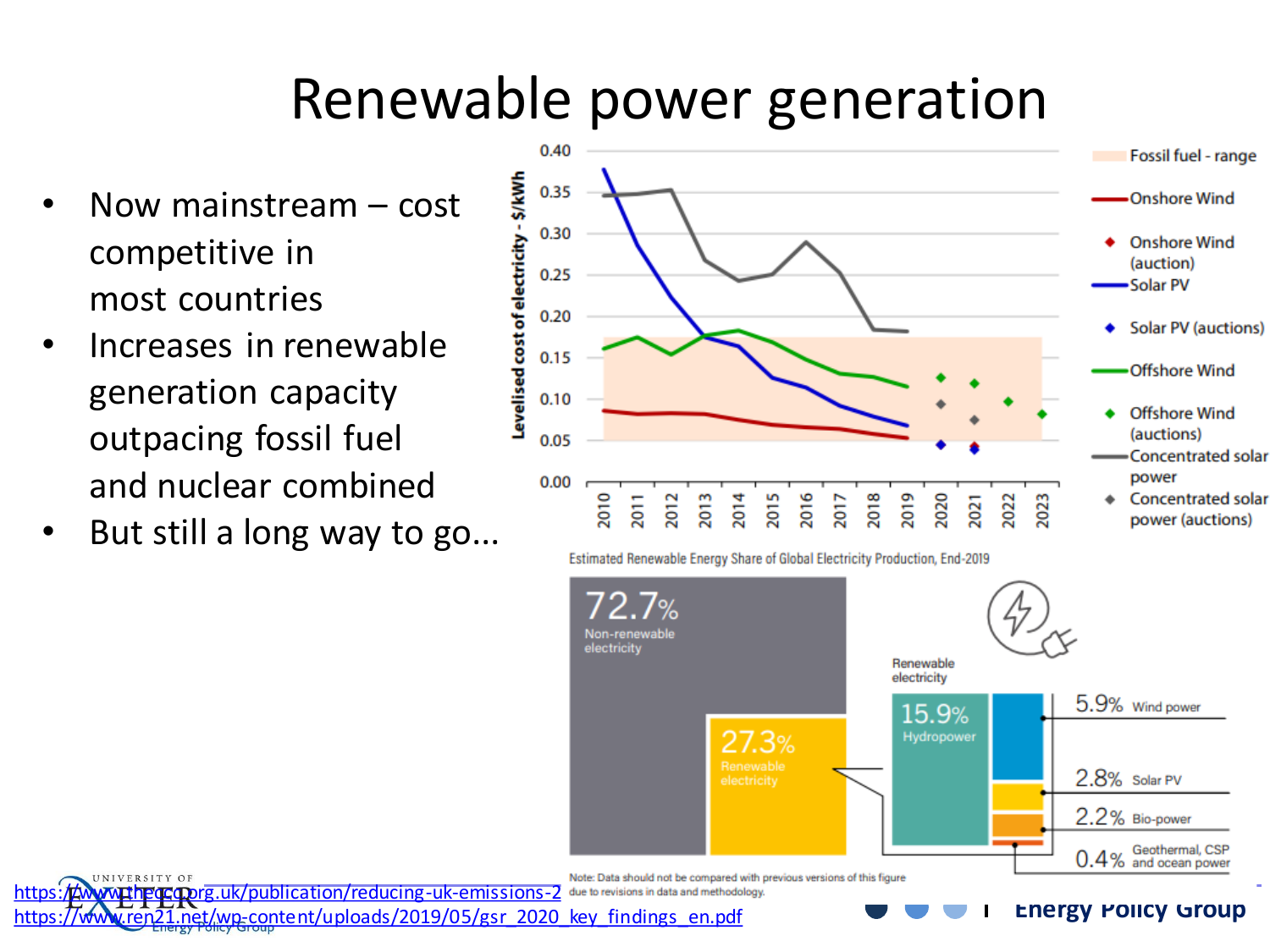# Renewable power generation

- Now mainstream – cost competitive in most countries
- Increases in renewable generation capacity outpacing fossil fuel and nuclear combined
- But still a long way to go…

Levelised cost of electricity - $/kWh

Fossil fuel - range; Onshore Wind; Onshore Wind (auction); Solar PV; Solar PV (auctions); Offshore Wind; Offshore Wind (auctions); Concentrated solar power; Concentrated solar power (auctions)

Estimated Renewable Energy Share of Global Electricity Production, End-2019

- 72.7% Non-renewable electricity
- 27.3% Renewable electricity
  - 15.9% Hydropower
  - 5.9% Wind power
  - 2.8% Solar PV
  - 2.2% Bio-power
  - 0.4% Geothermal, CSP and ocean power

Note: Data should not be compared with previous versions of this figure due to revisions in data and methodology.

https://www.theccc.org.uk/publication/reducing-uk-emissions-2

https://www.ren21.net/wp-content/uploads/2019/05/gsr_2020_key_findings_en.pdf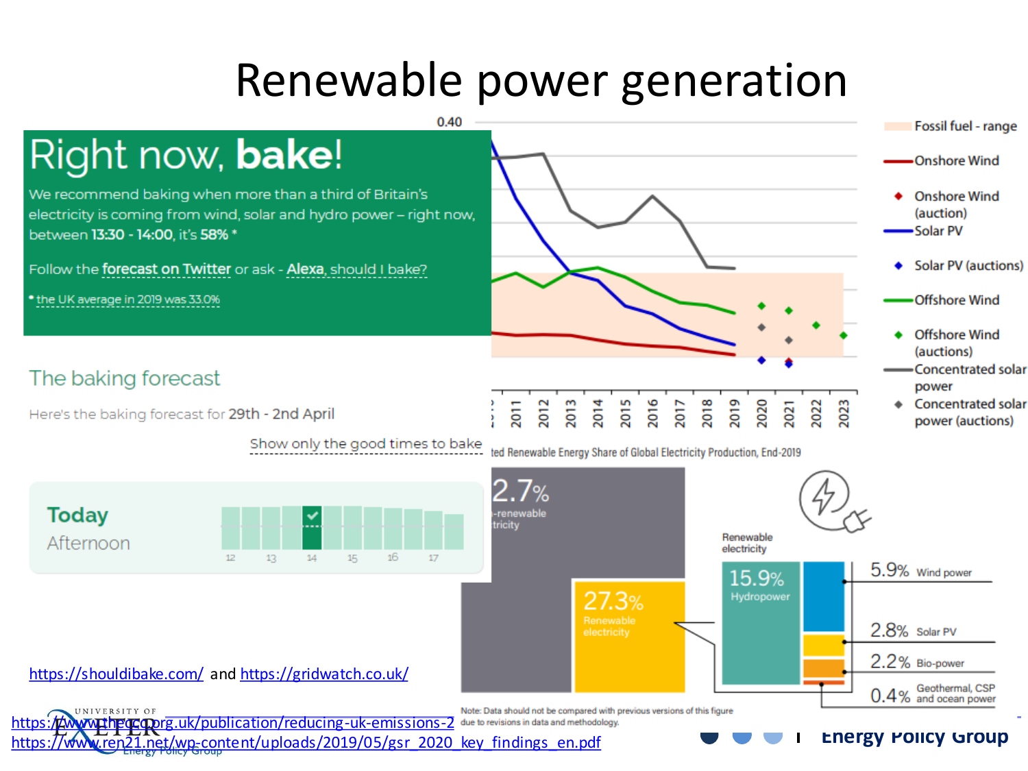# Renewable power generation

## Right now, **bake**!

We recommend baking when more than a third of Britain's electricity is coming from wind, solar and hydro power – right now, between **13:30 - 14:00**, it's **58%** *

Follow the **forecast on Twitter** or ask - **Alexa**, should I bake?

* the UK average in 2019 was 33.0%

### The baking forecast

Here's the baking forecast for **29th - 2nd April**

Show only the good times to bake

**Today**
Afternoon

12 13 14 15 16 17

0.40

- Fossil fuel - range
- Onshore Wind
- Onshore Wind (auction)
- Solar PV
- Solar PV (auctions)
- Offshore Wind
- Offshore Wind (auctions)
- Concentrated solar power
- Concentrated solar power (auctions)

2011 2012 2013 2014 2015 2016 2017 2018 2019 2020 2021 2022 2023

...ted Renewable Energy Share of Global Electricity Production, End-2019

2.7% ...-renewable ...tricity

27.3% Renewable electricity

Renewable electricity

15.9% Hydropower

5.9% Wind power

2.8% Solar PV

2.2% Bio-power

0.4% Geothermal, CSP and ocean power

Note: Data should not be compared with previous versions of this figure due to revisions in data and methodology.

https://shouldibake.com/ and https://gridwatch.co.uk/

https://www.theccc.org.uk/publication/reducing-uk-emissions-2

https://www.ren21.net/wp-content/uploads/2019/05/gsr_2020_key_findings_en.pdf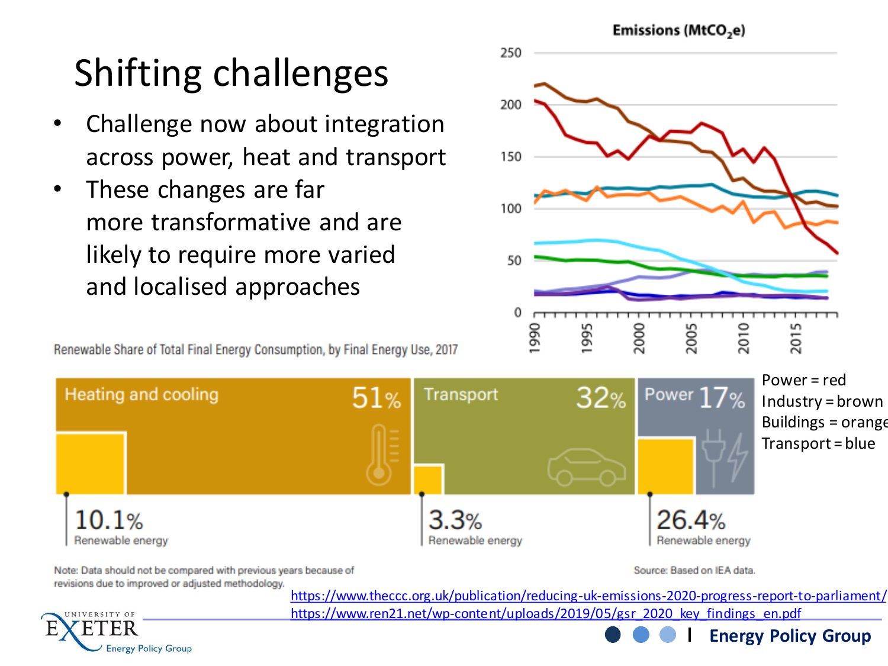# Shifting challenges

- Challenge now about integration across power, heat and transport
- These changes are far more transformative and are likely to require more varied and localised approaches

Emissions ($MtCO_2e$)

Power = red
Industry = brown
Buildings = orange
Transport = blue

Renewable Share of Total Final Energy Consumption, by Final Energy Use, 2017

| Final energy use | Share | Renewable energy |
|---|---|---|
| Heating and cooling | 51% | 10.1% |
| Transport | 32% | 3.3% |
| Power | 17% | 26.4% |

Note: Data should not be compared with previous years because of revisions due to improved or adjusted methodology.

Source: Based on IEA data.

https://www.theccc.org.uk/publication/reducing-uk-emissions-2020-progress-report-to-parliament/
https://www.ren21.net/wp-content/uploads/2019/05/gsr_2020_key_findings_en.pdf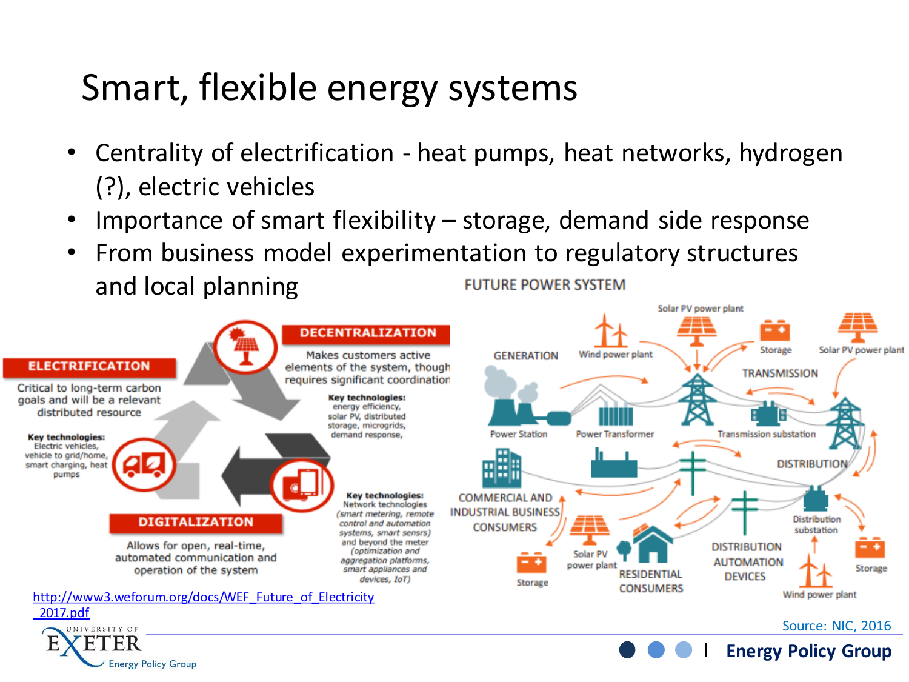# Smart, flexible energy systems

- Centrality of electrification - heat pumps, heat networks, hydrogen (?), electric vehicles
- Importance of smart flexibility – storage, demand side response
- From business model experimentation to regulatory structures and local planning

**ELECTRIFICATION**

Critical to long-term carbon goals and will be a relevant distributed resource

**Key technologies:** Electric vehicles, vehicle to grid/home, smart charging, heat pumps

**DECENTRALIZATION**

Makes customers active elements of the system, though requires significant coordination

**Key technologies:** energy efficiency, solar PV, distributed storage, microgrids, demand response,

**DIGITALIZATION**

Allows for open, real-time, automated communication and operation of the system

**Key technologies:** Network technologies *(smart metering, remote control and automation systems, smart sensrs)* and beyond the meter *(optimization and aggregation platforms, smart appliances and devices, IoT)*

http://www3.weforum.org/docs/WEF_Future_of_Electricity_2017.pdf

FUTURE POWER SYSTEM

GENERATION — Power Station, Power Transformer, Wind power plant, Solar PV power plant, Storage

TRANSMISSION — Transmission substation, Solar PV power plant

DISTRIBUTION — Distribution substation, Storage, Wind power plant

COMMERCIAL AND INDUSTRIAL BUSINESS CONSUMERS — Storage, Solar PV power plant

RESIDENTIAL CONSUMERS

DISTRIBUTION AUTOMATION DEVICES

Source: NIC, 2016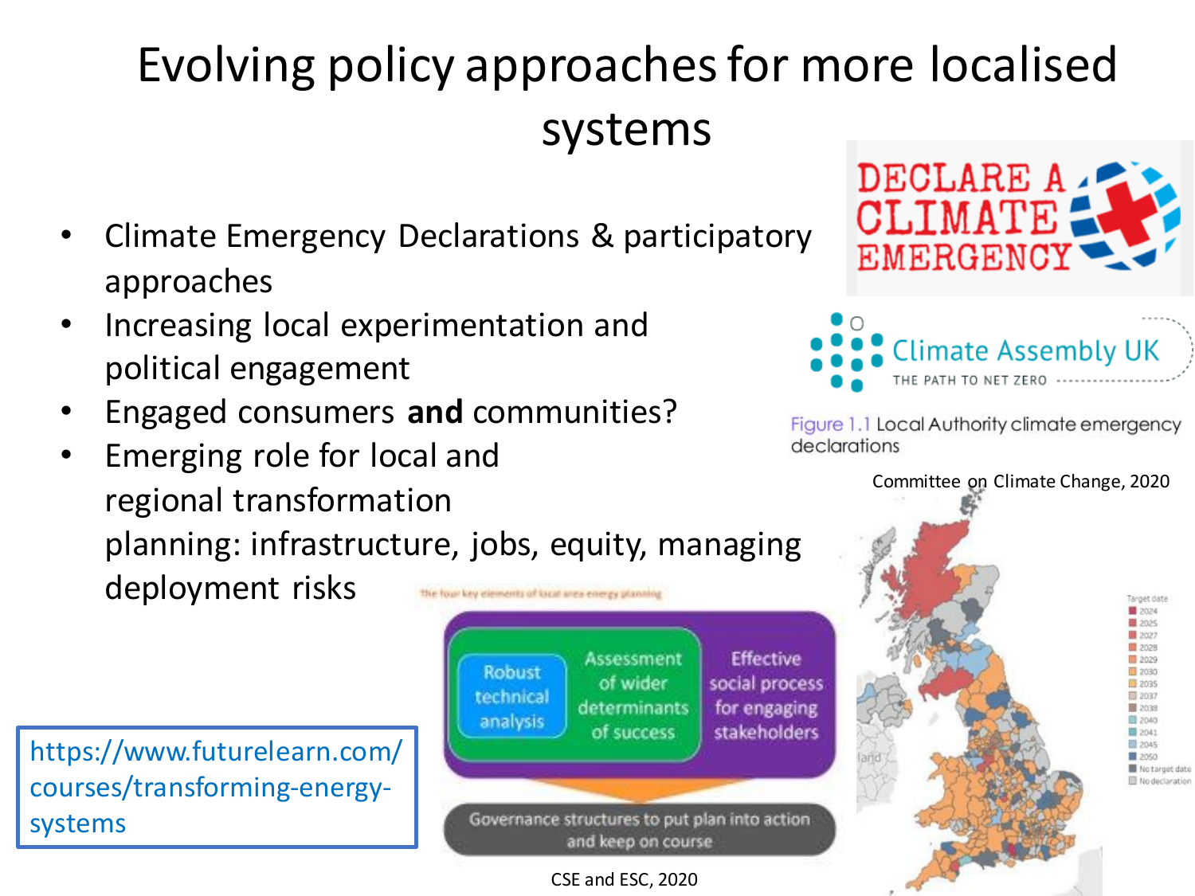# Evolving policy approaches for more localised systems

- Climate Emergency Declarations & participatory approaches
- Increasing local experimentation and political engagement
- Engaged consumers **and** communities?
- Emerging role for local and regional transformation planning: infrastructure, jobs, equity, managing deployment risks

DECLARE A CLIMATE EMERGENCY

Climate Assembly UK
THE PATH TO NET ZERO

Figure 1.1 Local Authority climate emergency declarations

Committee on Climate Change, 2020

Target date
2024
2025
2027
2028
2029
2030
2035
2037
2038
2040
2041
2045
2050
No target date
No declaration

The four key elements of local area energy planning

Robust technical analysis

Assessment of wider determinants of success

Effective social process for engaging stakeholders

Governance structures to put plan into action and keep on course

CSE and ESC, 2020

https://www.futurelearn.com/courses/transforming-energy-systems